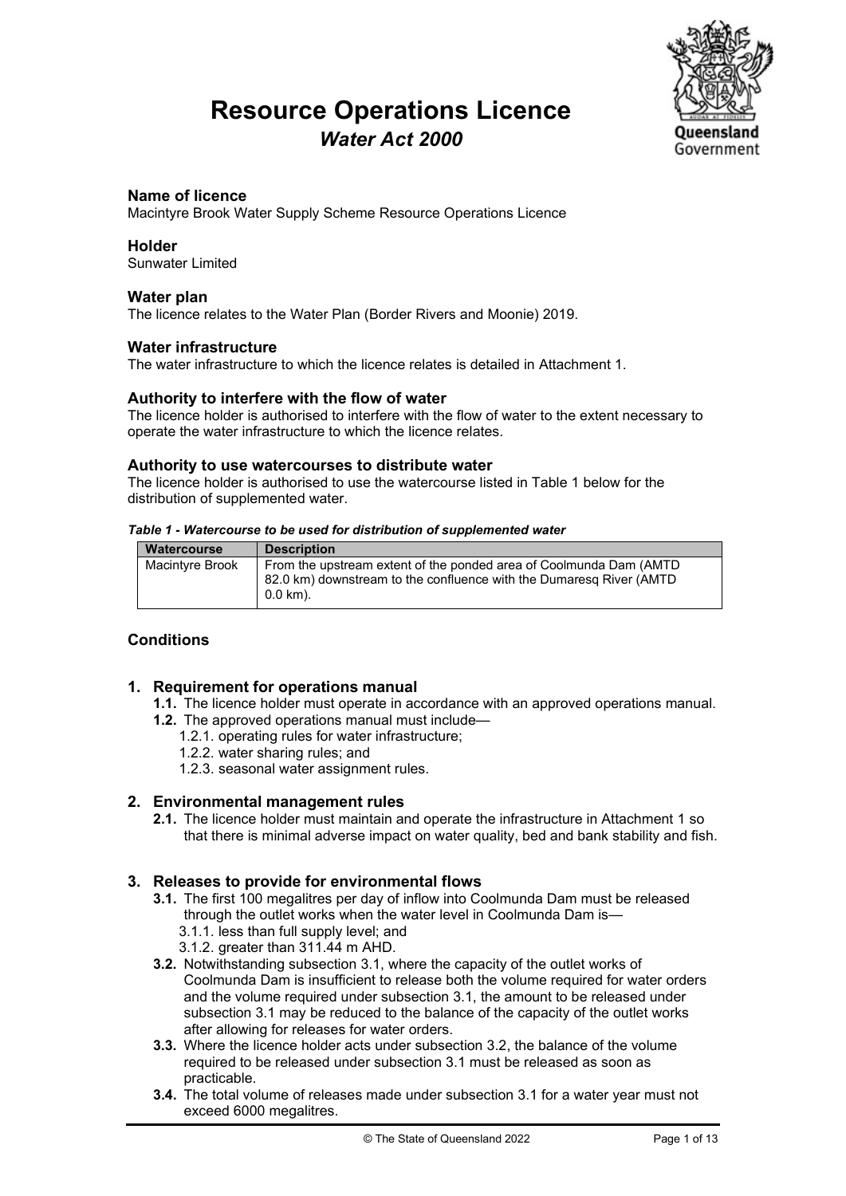# Resource Operations Licence

## *Water Act 2000*

### Name of licence

Macintyre Brook Water Supply Scheme Resource Operations Licence

### Holder

Sunwater Limited

### Water plan

The licence relates to the Water Plan (Border Rivers and Moonie) 2019.

### Water infrastructure

The water infrastructure to which the licence relates is detailed in Attachment 1.

### Authority to interfere with the flow of water

The licence holder is authorised to interfere with the flow of water to the extent necessary to operate the water infrastructure to which the licence relates.

### Authority to use watercourses to distribute water

The licence holder is authorised to use the watercourse listed in Table 1 below for the distribution of supplemented water.

***Table 1 - Watercourse to be used for distribution of supplemented water***

| Watercourse | Description |
|---|---|
| Macintyre Brook | From the upstream extent of the ponded area of Coolmunda Dam (AMTD 82.0 km) downstream to the confluence with the Dumaresq River (AMTD 0.0 km). |

### Conditions

#### 1. Requirement for operations manual

- **1.1.** The licence holder must operate in accordance with an approved operations manual.
- **1.2.** The approved operations manual must include—
  - 1.2.1. operating rules for water infrastructure;
  - 1.2.2. water sharing rules; and
  - 1.2.3. seasonal water assignment rules.

#### 2. Environmental management rules

- **2.1.** The licence holder must maintain and operate the infrastructure in Attachment 1 so that there is minimal adverse impact on water quality, bed and bank stability and fish.

#### 3. Releases to provide for environmental flows

- **3.1.** The first 100 megalitres per day of inflow into Coolmunda Dam must be released through the outlet works when the water level in Coolmunda Dam is—
  - 3.1.1. less than full supply level; and
  - 3.1.2. greater than 311.44 m AHD.
- **3.2.** Notwithstanding subsection 3.1, where the capacity of the outlet works of Coolmunda Dam is insufficient to release both the volume required for water orders and the volume required under subsection 3.1, the amount to be released under subsection 3.1 may be reduced to the balance of the capacity of the outlet works after allowing for releases for water orders.
- **3.3.** Where the licence holder acts under subsection 3.2, the balance of the volume required to be released under subsection 3.1 must be released as soon as practicable.
- **3.4.** The total volume of releases made under subsection 3.1 for a water year must not exceed 6000 megalitres.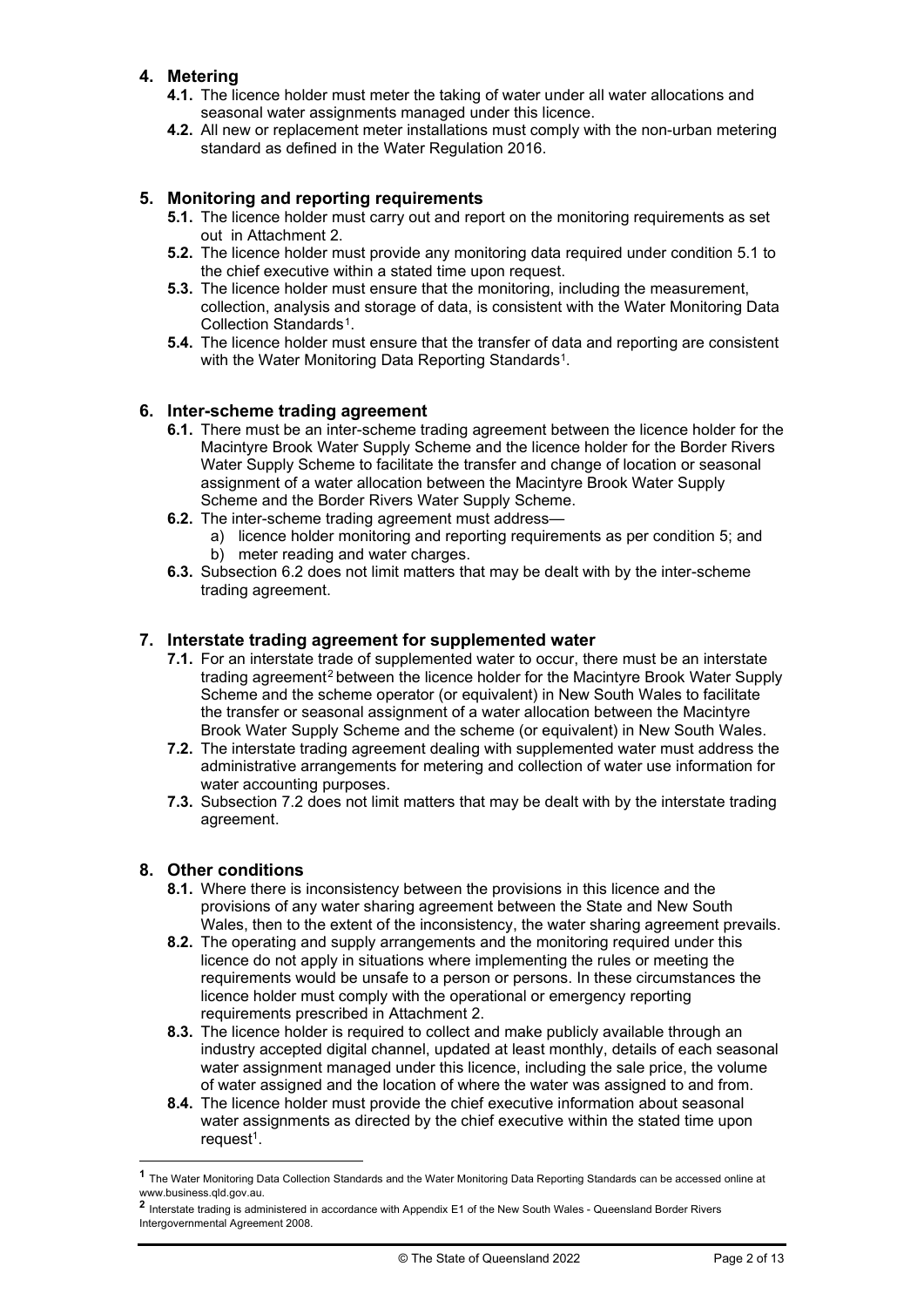## 4. Metering

**4.1.** The licence holder must meter the taking of water under all water allocations and seasonal water assignments managed under this licence.

**4.2.** All new or replacement meter installations must comply with the non-urban metering standard as defined in the Water Regulation 2016.

## 5. Monitoring and reporting requirements

**5.1.** The licence holder must carry out and report on the monitoring requirements as set out in Attachment 2.

**5.2.** The licence holder must provide any monitoring data required under condition 5.1 to the chief executive within a stated time upon request.

**5.3.** The licence holder must ensure that the monitoring, including the measurement, collection, analysis and storage of data, is consistent with the Water Monitoring Data Collection Standards[1].

**5.4.** The licence holder must ensure that the transfer of data and reporting are consistent with the Water Monitoring Data Reporting Standards[1].

## 6. Inter-scheme trading agreement

**6.1.** There must be an inter-scheme trading agreement between the licence holder for the Macintyre Brook Water Supply Scheme and the licence holder for the Border Rivers Water Supply Scheme to facilitate the transfer and change of location or seasonal assignment of a water allocation between the Macintyre Brook Water Supply Scheme and the Border Rivers Water Supply Scheme.

**6.2.** The inter-scheme trading agreement must address—

a) licence holder monitoring and reporting requirements as per condition 5; and

b) meter reading and water charges.

**6.3.** Subsection 6.2 does not limit matters that may be dealt with by the inter-scheme trading agreement.

## 7. Interstate trading agreement for supplemented water

**7.1.** For an interstate trade of supplemented water to occur, there must be an interstate trading agreement[2] between the licence holder for the Macintyre Brook Water Supply Scheme and the scheme operator (or equivalent) in New South Wales to facilitate the transfer or seasonal assignment of a water allocation between the Macintyre Brook Water Supply Scheme and the scheme (or equivalent) in New South Wales.

**7.2.** The interstate trading agreement dealing with supplemented water must address the administrative arrangements for metering and collection of water use information for water accounting purposes.

**7.3.** Subsection 7.2 does not limit matters that may be dealt with by the interstate trading agreement.

## 8. Other conditions

**8.1.** Where there is inconsistency between the provisions in this licence and the provisions of any water sharing agreement between the State and New South Wales, then to the extent of the inconsistency, the water sharing agreement prevails.

**8.2.** The operating and supply arrangements and the monitoring required under this licence do not apply in situations where implementing the rules or meeting the requirements would be unsafe to a person or persons. In these circumstances the licence holder must comply with the operational or emergency reporting requirements prescribed in Attachment 2.

**8.3.** The licence holder is required to collect and make publicly available through an industry accepted digital channel, updated at least monthly, details of each seasonal water assignment managed under this licence, including the sale price, the volume of water assigned and the location of where the water was assigned to and from.

**8.4.** The licence holder must provide the chief executive information about seasonal water assignments as directed by the chief executive within the stated time upon request[1].

---

[1] The Water Monitoring Data Collection Standards and the Water Monitoring Data Reporting Standards can be accessed online at www.business.qld.gov.au.

[2] Interstate trading is administered in accordance with Appendix E1 of the New South Wales - Queensland Border Rivers Intergovernmental Agreement 2008.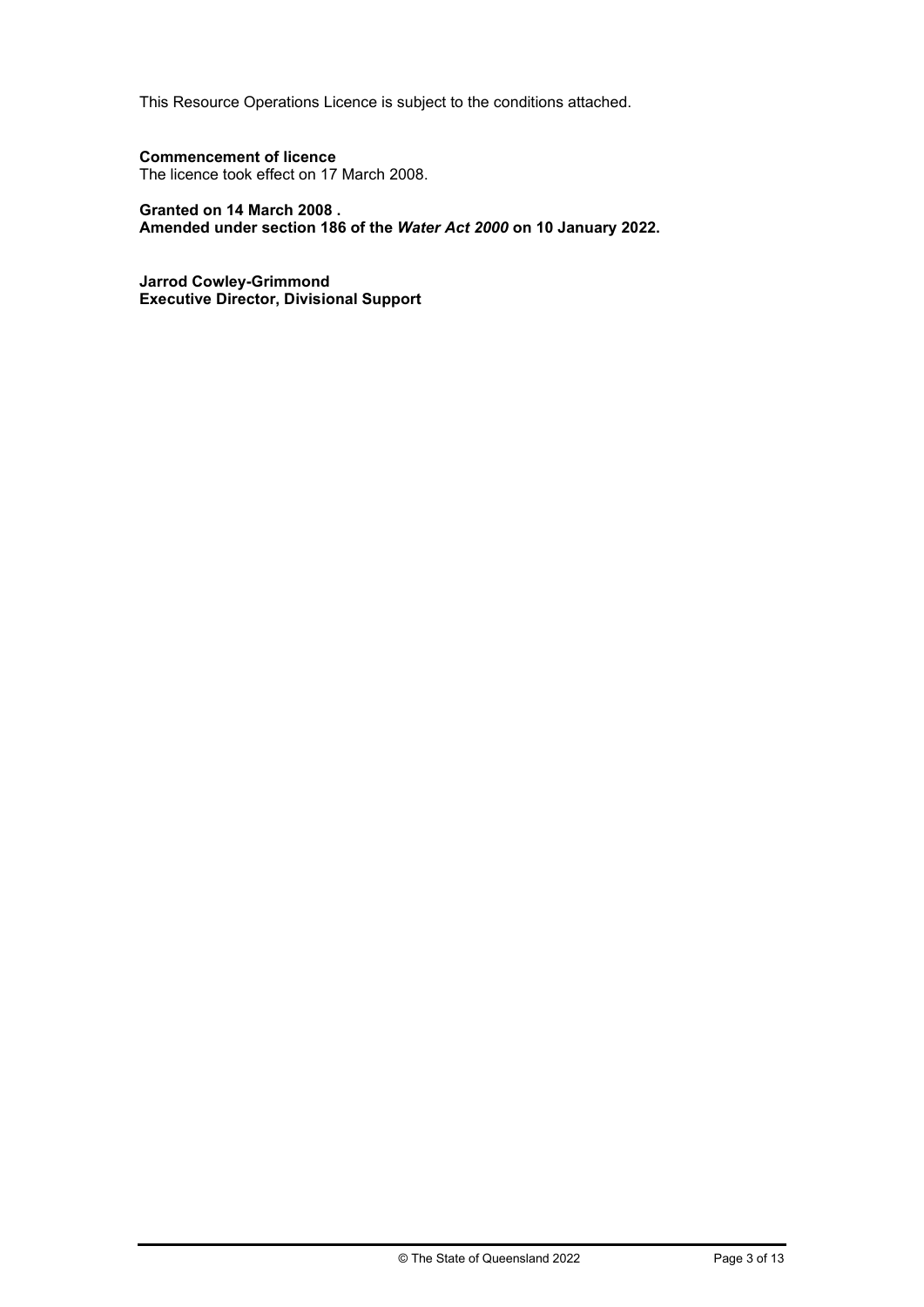This Resource Operations Licence is subject to the conditions attached.

**Commencement of licence**
The licence took effect on 17 March 2008.

**Granted on 14 March 2008 .**
**Amended under section 186 of the *Water Act 2000* on 10 January 2022.**

**Jarrod Cowley-Grimmond**
**Executive Director, Divisional Support**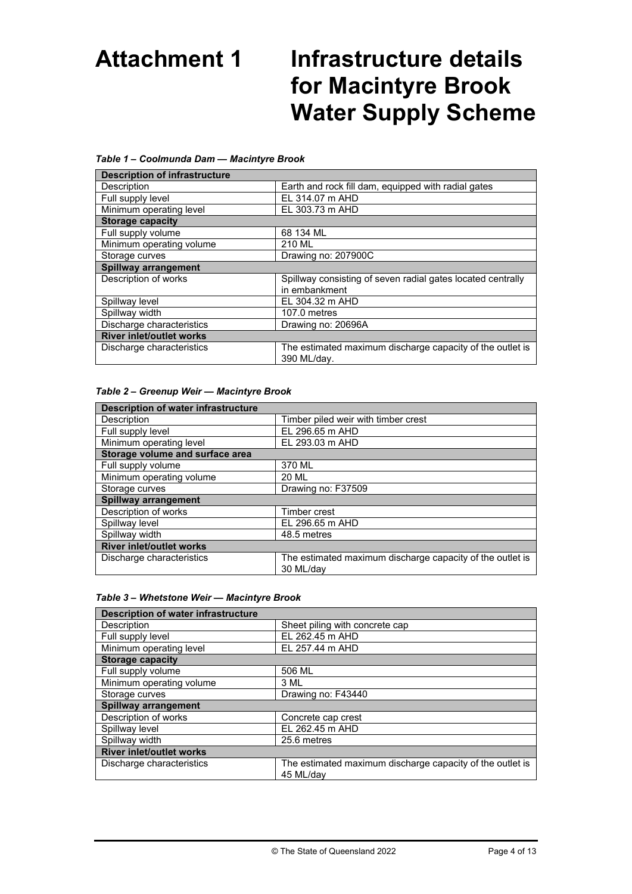# Attachment 1 Infrastructure details for Macintyre Brook Water Supply Scheme

***Table 1 – Coolmunda Dam — Macintyre Brook***

| **Description of infrastructure** | |
|---|---|
| Description | Earth and rock fill dam, equipped with radial gates |
| Full supply level | EL 314.07 m AHD |
| Minimum operating level | EL 303.73 m AHD |
| **Storage capacity** | |
| Full supply volume | 68 134 ML |
| Minimum operating volume | 210 ML |
| Storage curves | Drawing no: 207900C |
| **Spillway arrangement** | |
| Description of works | Spillway consisting of seven radial gates located centrally in embankment |
| Spillway level | EL 304.32 m AHD |
| Spillway width | 107.0 metres |
| Discharge characteristics | Drawing no: 20696A |
| **River inlet/outlet works** | |
| Discharge characteristics | The estimated maximum discharge capacity of the outlet is 390 ML/day. |

***Table 2 – Greenup Weir — Macintyre Brook***

| **Description of water infrastructure** | |
|---|---|
| Description | Timber piled weir with timber crest |
| Full supply level | EL 296.65 m AHD |
| Minimum operating level | EL 293.03 m AHD |
| **Storage volume and surface area** | |
| Full supply volume | 370 ML |
| Minimum operating volume | 20 ML |
| Storage curves | Drawing no: F37509 |
| **Spillway arrangement** | |
| Description of works | Timber crest |
| Spillway level | EL 296.65 m AHD |
| Spillway width | 48.5 metres |
| **River inlet/outlet works** | |
| Discharge characteristics | The estimated maximum discharge capacity of the outlet is 30 ML/day |

***Table 3 – Whetstone Weir — Macintyre Brook***

| **Description of water infrastructure** | |
|---|---|
| Description | Sheet piling with concrete cap |
| Full supply level | EL 262.45 m AHD |
| Minimum operating level | EL 257.44 m AHD |
| **Storage capacity** | |
| Full supply volume | 506 ML |
| Minimum operating volume | 3 ML |
| Storage curves | Drawing no: F43440 |
| **Spillway arrangement** | |
| Description of works | Concrete cap crest |
| Spillway level | EL 262.45 m AHD |
| Spillway width | 25.6 metres |
| **River inlet/outlet works** | |
| Discharge characteristics | The estimated maximum discharge capacity of the outlet is 45 ML/day |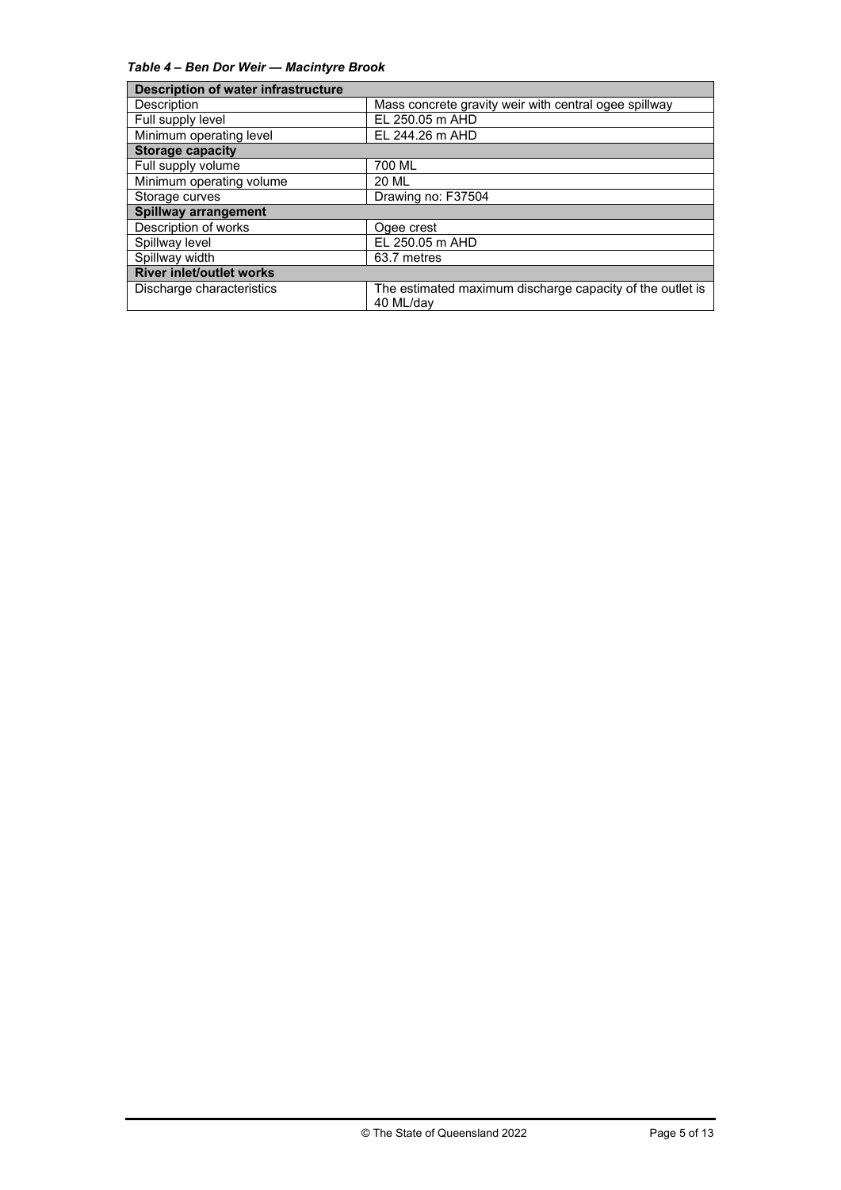*Table 4 – Ben Dor Weir — Macintyre Brook*

| **Description of water infrastructure** | |
|---|---|
| Description | Mass concrete gravity weir with central ogee spillway |
| Full supply level | EL 250.05 m AHD |
| Minimum operating level | EL 244.26 m AHD |
| **Storage capacity** | |
| Full supply volume | 700 ML |
| Minimum operating volume | 20 ML |
| Storage curves | Drawing no: F37504 |
| **Spillway arrangement** | |
| Description of works | Ogee crest |
| Spillway level | EL 250.05 m AHD |
| Spillway width | 63.7 metres |
| **River inlet/outlet works** | |
| Discharge characteristics | The estimated maximum discharge capacity of the outlet is 40 ML/day |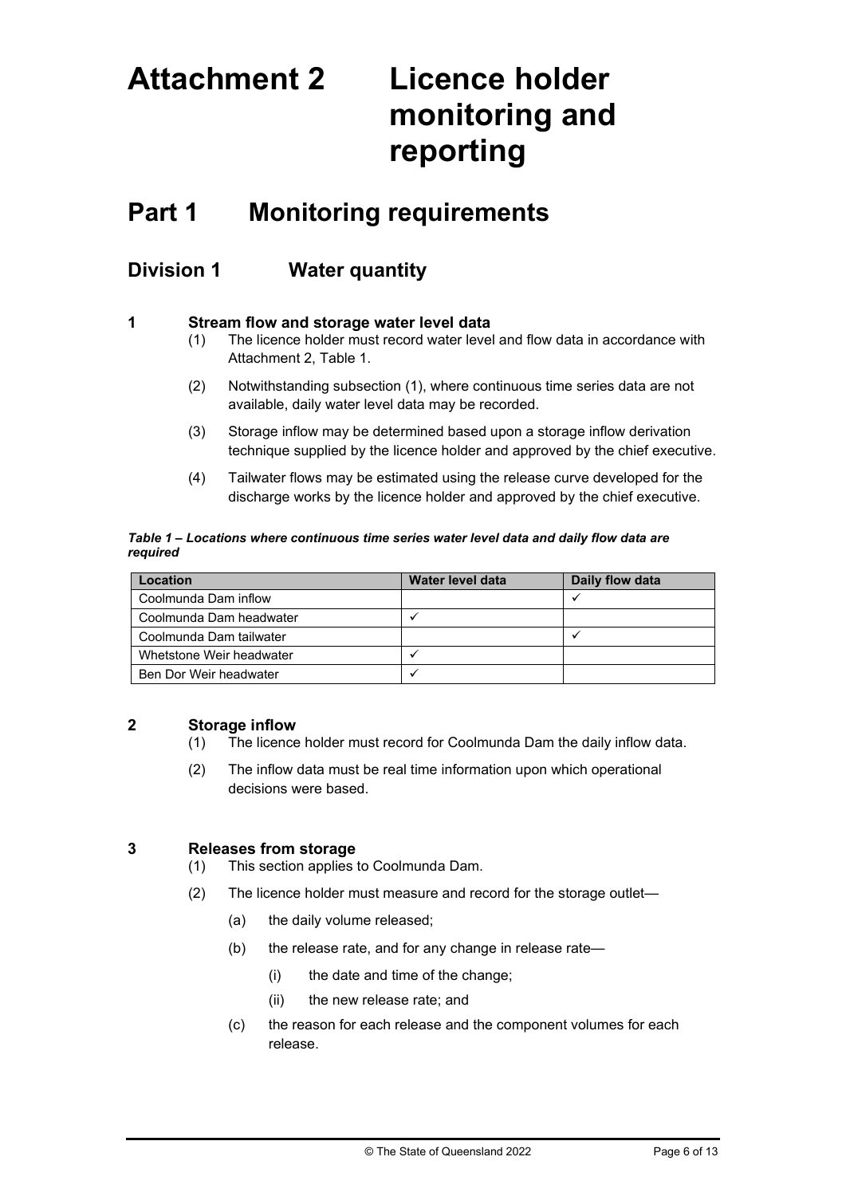# Attachment 2 Licence holder monitoring and reporting

## Part 1 Monitoring requirements

### Division 1 Water quantity

**1 Stream flow and storage water level data**

(1) The licence holder must record water level and flow data in accordance with Attachment 2, Table 1.

(2) Notwithstanding subsection (1), where continuous time series data are not available, daily water level data may be recorded.

(3) Storage inflow may be determined based upon a storage inflow derivation technique supplied by the licence holder and approved by the chief executive.

(4) Tailwater flows may be estimated using the release curve developed for the discharge works by the licence holder and approved by the chief executive.

***Table 1 – Locations where continuous time series water level data and daily flow data are required***

| Location | Water level data | Daily flow data |
|---|---|---|
| Coolmunda Dam inflow | | ✓ |
| Coolmunda Dam headwater | ✓ | |
| Coolmunda Dam tailwater | | ✓ |
| Whetstone Weir headwater | ✓ | |
| Ben Dor Weir headwater | ✓ | |

**2 Storage inflow**

(1) The licence holder must record for Coolmunda Dam the daily inflow data.

(2) The inflow data must be real time information upon which operational decisions were based.

**3 Releases from storage**

(1) This section applies to Coolmunda Dam.

(2) The licence holder must measure and record for the storage outlet—

(a) the daily volume released;

(b) the release rate, and for any change in release rate—

(i) the date and time of the change;

(ii) the new release rate; and

(c) the reason for each release and the component volumes for each release.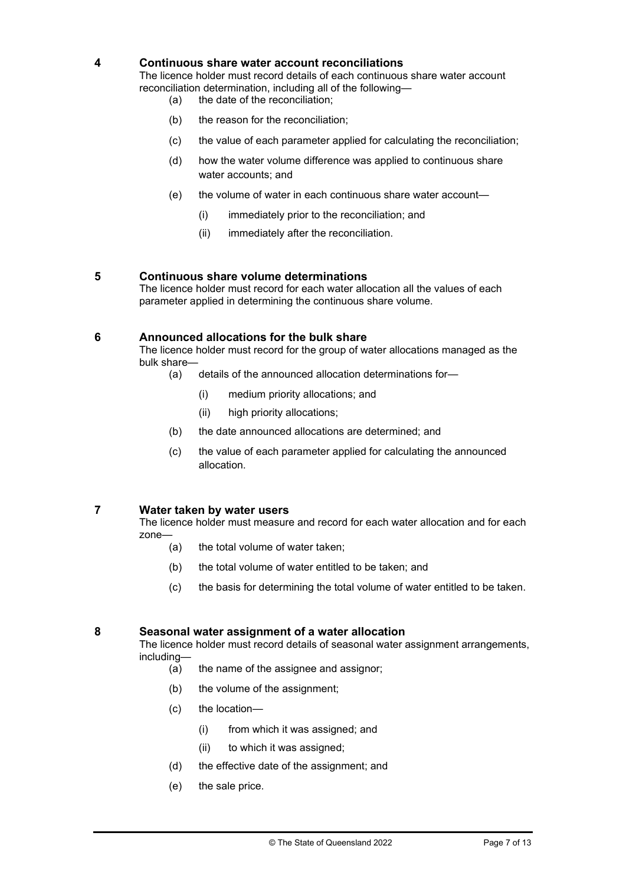## 4 Continuous share water account reconciliations

The licence holder must record details of each continuous share water account reconciliation determination, including all of the following—

(a) the date of the reconciliation;

(b) the reason for the reconciliation;

(c) the value of each parameter applied for calculating the reconciliation;

(d) how the water volume difference was applied to continuous share water accounts; and

(e) the volume of water in each continuous share water account—

(i) immediately prior to the reconciliation; and

(ii) immediately after the reconciliation.

## 5 Continuous share volume determinations

The licence holder must record for each water allocation all the values of each parameter applied in determining the continuous share volume.

## 6 Announced allocations for the bulk share

The licence holder must record for the group of water allocations managed as the bulk share—

(a) details of the announced allocation determinations for—

(i) medium priority allocations; and

(ii) high priority allocations;

(b) the date announced allocations are determined; and

(c) the value of each parameter applied for calculating the announced allocation.

## 7 Water taken by water users

The licence holder must measure and record for each water allocation and for each zone—

(a) the total volume of water taken;

(b) the total volume of water entitled to be taken; and

(c) the basis for determining the total volume of water entitled to be taken.

## 8 Seasonal water assignment of a water allocation

The licence holder must record details of seasonal water assignment arrangements, including—

(a) the name of the assignee and assignor;

(b) the volume of the assignment;

(c) the location—

(i) from which it was assigned; and

(ii) to which it was assigned;

(d) the effective date of the assignment; and

(e) the sale price.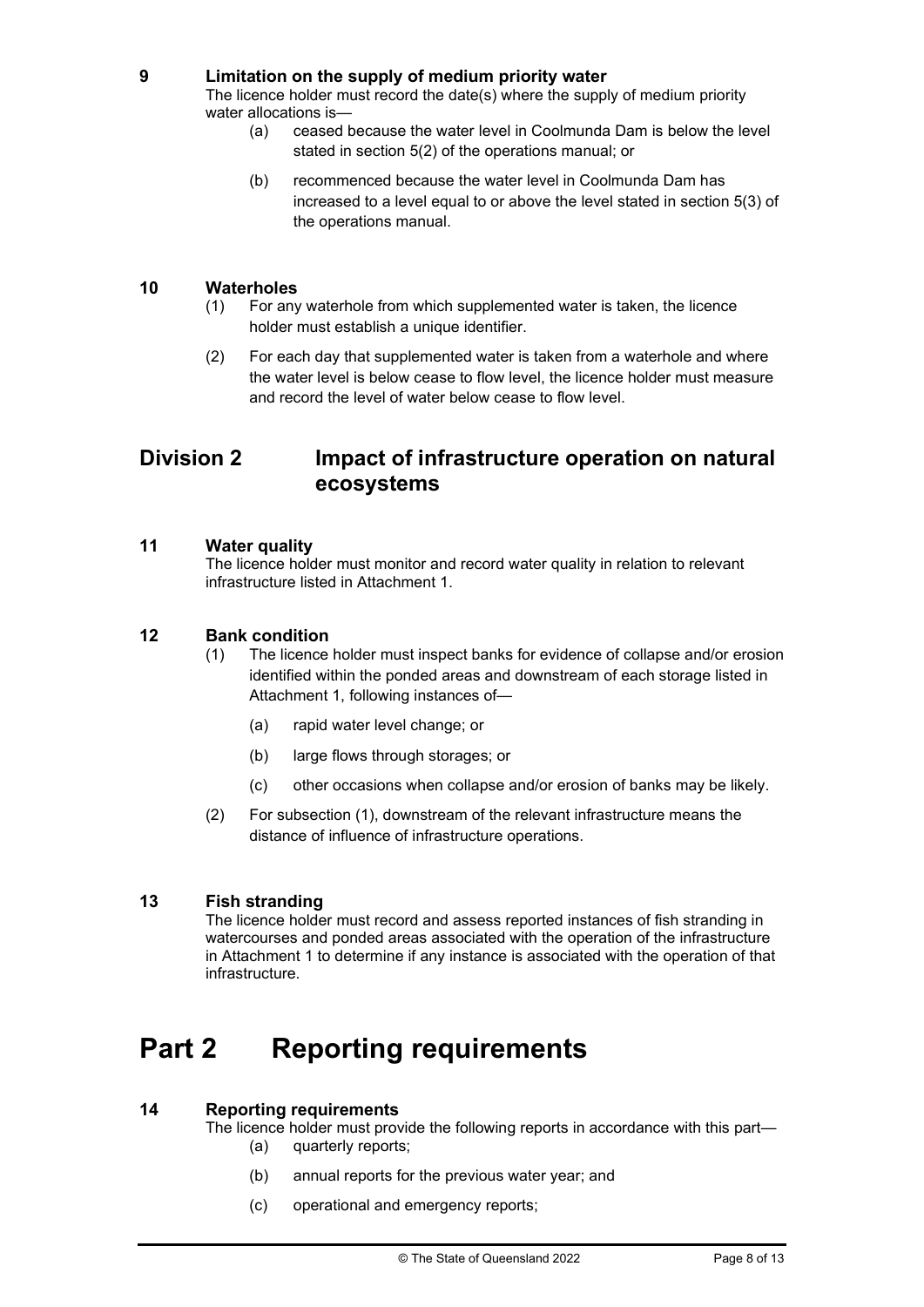### 9 Limitation on the supply of medium priority water

The licence holder must record the date(s) where the supply of medium priority water allocations is—

(a) ceased because the water level in Coolmunda Dam is below the level stated in section 5(2) of the operations manual; or

(b) recommenced because the water level in Coolmunda Dam has increased to a level equal to or above the level stated in section 5(3) of the operations manual.

### 10 Waterholes

(1) For any waterhole from which supplemented water is taken, the licence holder must establish a unique identifier.

(2) For each day that supplemented water is taken from a waterhole and where the water level is below cease to flow level, the licence holder must measure and record the level of water below cease to flow level.

## Division 2 Impact of infrastructure operation on natural ecosystems

### 11 Water quality

The licence holder must monitor and record water quality in relation to relevant infrastructure listed in Attachment 1.

### 12 Bank condition

(1) The licence holder must inspect banks for evidence of collapse and/or erosion identified within the ponded areas and downstream of each storage listed in Attachment 1, following instances of—

(a) rapid water level change; or

(b) large flows through storages; or

(c) other occasions when collapse and/or erosion of banks may be likely.

(2) For subsection (1), downstream of the relevant infrastructure means the distance of influence of infrastructure operations.

### 13 Fish stranding

The licence holder must record and assess reported instances of fish stranding in watercourses and ponded areas associated with the operation of the infrastructure in Attachment 1 to determine if any instance is associated with the operation of that infrastructure.

# Part 2 Reporting requirements

### 14 Reporting requirements

The licence holder must provide the following reports in accordance with this part—

(a) quarterly reports;

(b) annual reports for the previous water year; and

(c) operational and emergency reports;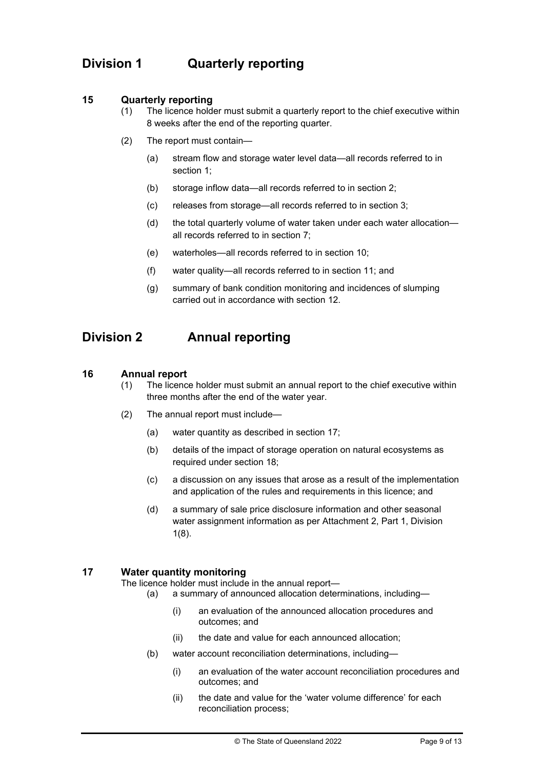# Division 1 Quarterly reporting

### 15 Quarterly reporting

(1) The licence holder must submit a quarterly report to the chief executive within 8 weeks after the end of the reporting quarter.

(2) The report must contain—

- (a) stream flow and storage water level data—all records referred to in section 1;
- (b) storage inflow data—all records referred to in section 2;
- (c) releases from storage—all records referred to in section 3;
- (d) the total quarterly volume of water taken under each water allocation—all records referred to in section 7;
- (e) waterholes—all records referred to in section 10;
- (f) water quality—all records referred to in section 11; and
- (g) summary of bank condition monitoring and incidences of slumping carried out in accordance with section 12.

# Division 2 Annual reporting

### 16 Annual report

(1) The licence holder must submit an annual report to the chief executive within three months after the end of the water year.

(2) The annual report must include—

- (a) water quantity as described in section 17;
- (b) details of the impact of storage operation on natural ecosystems as required under section 18;
- (c) a discussion on any issues that arose as a result of the implementation and application of the rules and requirements in this licence; and
- (d) a summary of sale price disclosure information and other seasonal water assignment information as per Attachment 2, Part 1, Division 1(8).

### 17 Water quantity monitoring

The licence holder must include in the annual report—

- (a) a summary of announced allocation determinations, including—
  - (i) an evaluation of the announced allocation procedures and outcomes; and
  - (ii) the date and value for each announced allocation;
- (b) water account reconciliation determinations, including—
  - (i) an evaluation of the water account reconciliation procedures and outcomes; and
  - (ii) the date and value for the 'water volume difference' for each reconciliation process;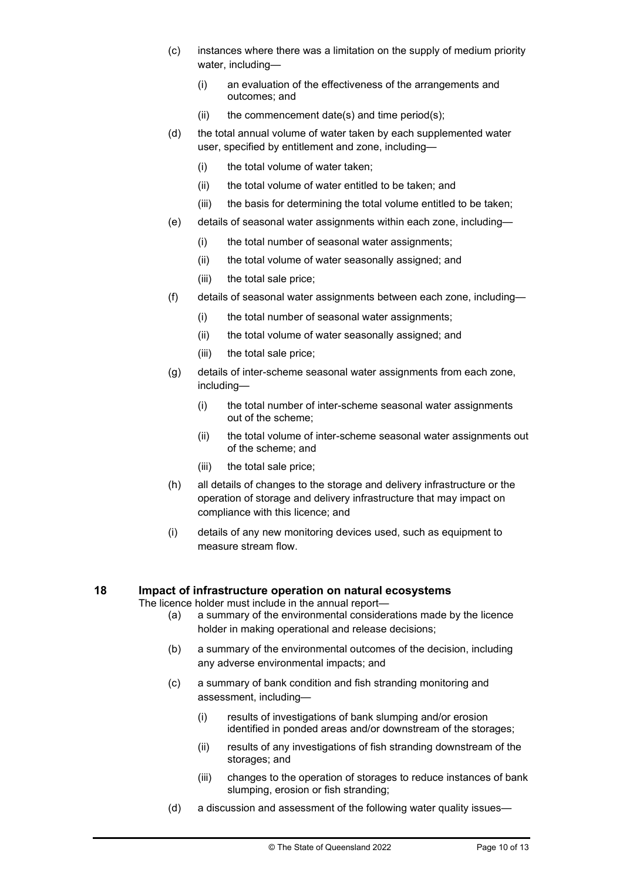(c) instances where there was a limitation on the supply of medium priority water, including—

   (i) an evaluation of the effectiveness of the arrangements and outcomes; and

   (ii) the commencement date(s) and time period(s);

(d) the total annual volume of water taken by each supplemented water user, specified by entitlement and zone, including—

   (i) the total volume of water taken;

   (ii) the total volume of water entitled to be taken; and

   (iii) the basis for determining the total volume entitled to be taken;

(e) details of seasonal water assignments within each zone, including—

   (i) the total number of seasonal water assignments;

   (ii) the total volume of water seasonally assigned; and

   (iii) the total sale price;

(f) details of seasonal water assignments between each zone, including—

   (i) the total number of seasonal water assignments;

   (ii) the total volume of water seasonally assigned; and

   (iii) the total sale price;

(g) details of inter-scheme seasonal water assignments from each zone, including—

   (i) the total number of inter-scheme seasonal water assignments out of the scheme;

   (ii) the total volume of inter-scheme seasonal water assignments out of the scheme; and

   (iii) the total sale price;

(h) all details of changes to the storage and delivery infrastructure or the operation of storage and delivery infrastructure that may impact on compliance with this licence; and

(i) details of any new monitoring devices used, such as equipment to measure stream flow.

## 18 Impact of infrastructure operation on natural ecosystems

The licence holder must include in the annual report—

(a) a summary of the environmental considerations made by the licence holder in making operational and release decisions;

(b) a summary of the environmental outcomes of the decision, including any adverse environmental impacts; and

(c) a summary of bank condition and fish stranding monitoring and assessment, including—

   (i) results of investigations of bank slumping and/or erosion identified in ponded areas and/or downstream of the storages;

   (ii) results of any investigations of fish stranding downstream of the storages; and

   (iii) changes to the operation of storages to reduce instances of bank slumping, erosion or fish stranding;

(d) a discussion and assessment of the following water quality issues—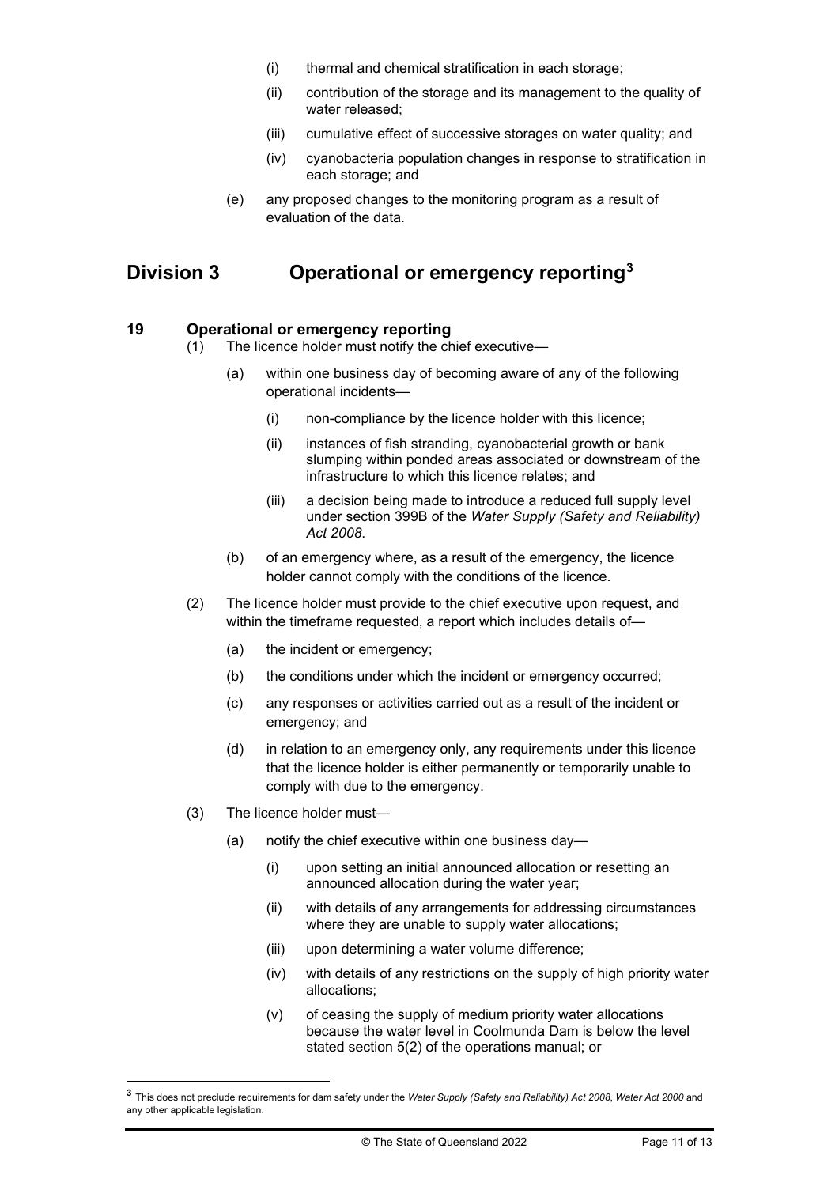(i) thermal and chemical stratification in each storage;

(ii) contribution of the storage and its management to the quality of water released;

(iii) cumulative effect of successive storages on water quality; and

(iv) cyanobacteria population changes in response to stratification in each storage; and

(e) any proposed changes to the monitoring program as a result of evaluation of the data.

## Division 3 Operational or emergency reporting[3]

### 19 Operational or emergency reporting

(1) The licence holder must notify the chief executive—

(a) within one business day of becoming aware of any of the following operational incidents—

(i) non-compliance by the licence holder with this licence;

(ii) instances of fish stranding, cyanobacterial growth or bank slumping within ponded areas associated or downstream of the infrastructure to which this licence relates; and

(iii) a decision being made to introduce a reduced full supply level under section 399B of the *Water Supply (Safety and Reliability) Act 2008*.

(b) of an emergency where, as a result of the emergency, the licence holder cannot comply with the conditions of the licence.

(2) The licence holder must provide to the chief executive upon request, and within the timeframe requested, a report which includes details of—

(a) the incident or emergency;

(b) the conditions under which the incident or emergency occurred;

(c) any responses or activities carried out as a result of the incident or emergency; and

(d) in relation to an emergency only, any requirements under this licence that the licence holder is either permanently or temporarily unable to comply with due to the emergency.

(3) The licence holder must—

(a) notify the chief executive within one business day—

(i) upon setting an initial announced allocation or resetting an announced allocation during the water year;

(ii) with details of any arrangements for addressing circumstances where they are unable to supply water allocations;

(iii) upon determining a water volume difference;

(iv) with details of any restrictions on the supply of high priority water allocations;

(v) of ceasing the supply of medium priority water allocations because the water level in Coolmunda Dam is below the level stated section 5(2) of the operations manual; or

[3] This does not preclude requirements for dam safety under the *Water Supply (Safety and Reliability) Act 2008*, *Water Act 2000* and any other applicable legislation.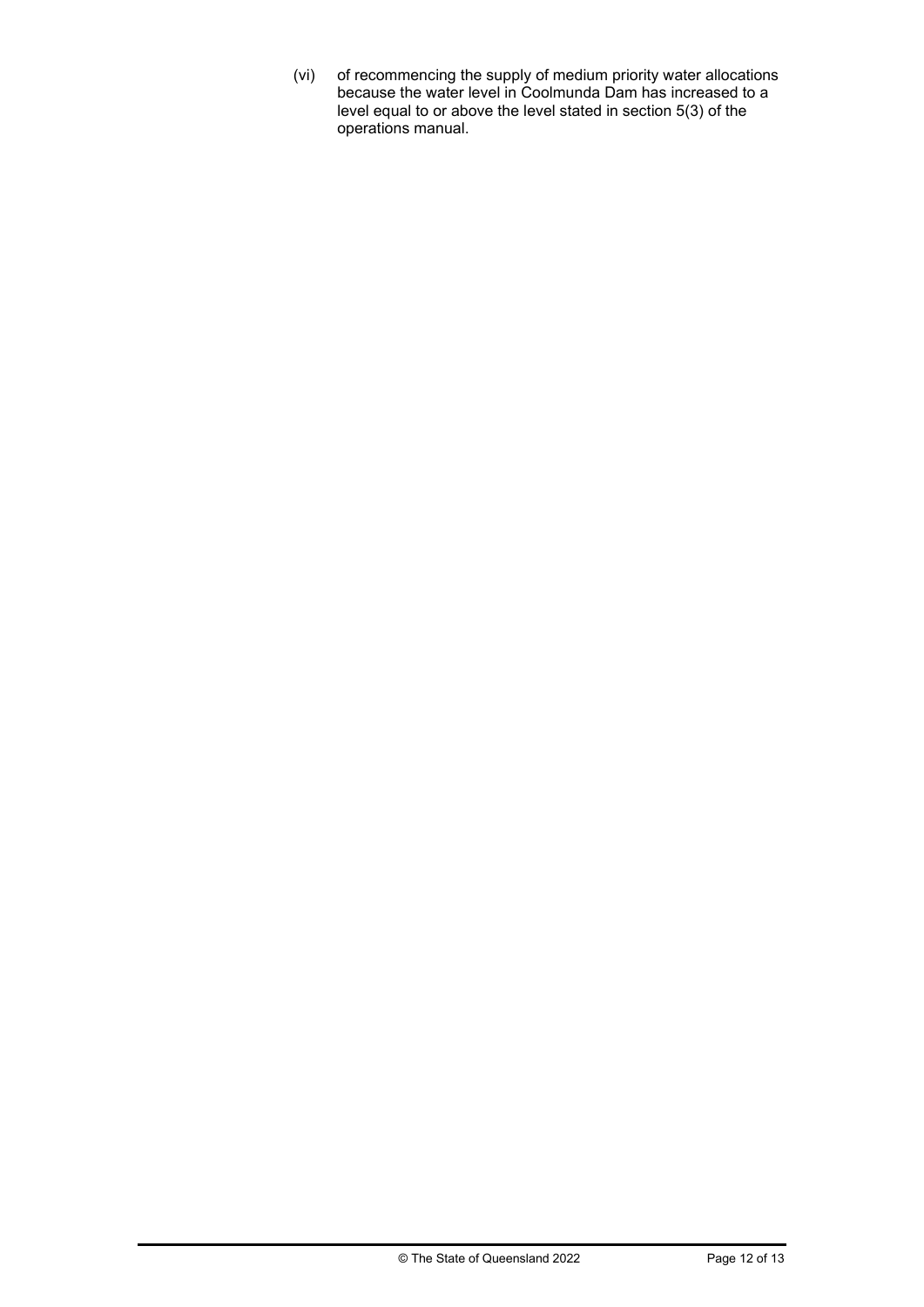(vi) of recommencing the supply of medium priority water allocations because the water level in Coolmunda Dam has increased to a level equal to or above the level stated in section 5(3) of the operations manual.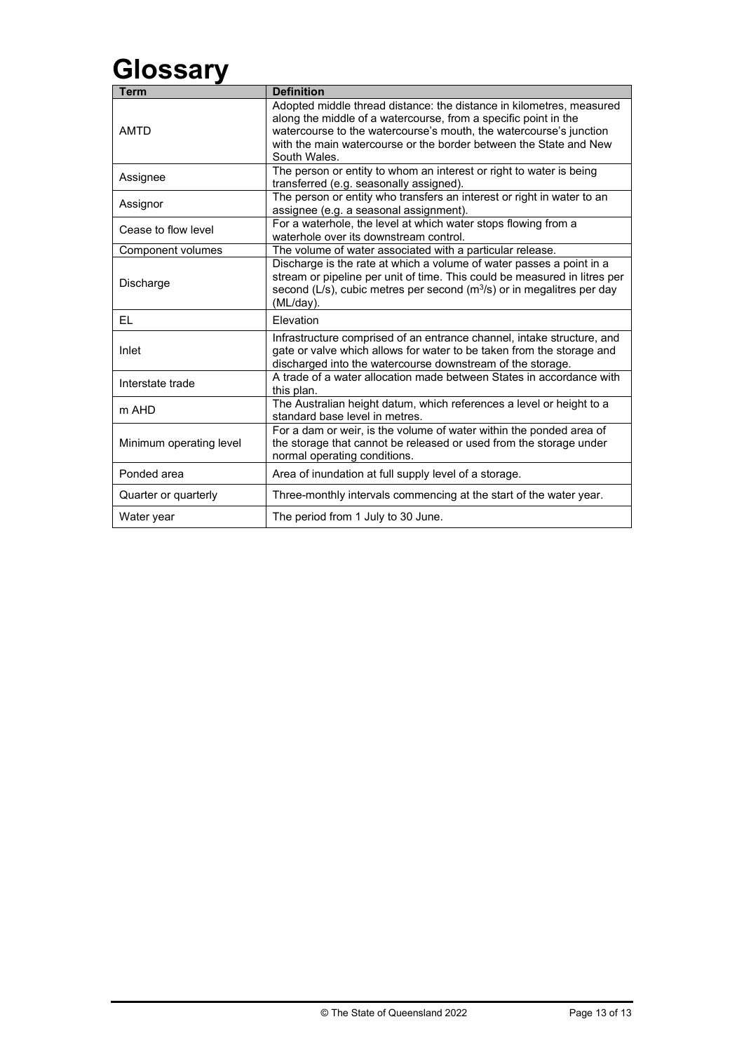# Glossary

| Term | Definition |
| --- | --- |
| AMTD | Adopted middle thread distance: the distance in kilometres, measured along the middle of a watercourse, from a specific point in the watercourse to the watercourse's mouth, the watercourse's junction with the main watercourse or the border between the State and New South Wales. |
| Assignee | The person or entity to whom an interest or right to water is being transferred (e.g. seasonally assigned). |
| Assignor | The person or entity who transfers an interest or right in water to an assignee (e.g. a seasonal assignment). |
| Cease to flow level | For a waterhole, the level at which water stops flowing from a waterhole over its downstream control. |
| Component volumes | The volume of water associated with a particular release. |
| Discharge | Discharge is the rate at which a volume of water passes a point in a stream or pipeline per unit of time. This could be measured in litres per second (L/s), cubic metres per second ($m^3$/s) or in megalitres per day (ML/day). |
| EL | Elevation |
| Inlet | Infrastructure comprised of an entrance channel, intake structure, and gate or valve which allows for water to be taken from the storage and discharged into the watercourse downstream of the storage. |
| Interstate trade | A trade of a water allocation made between States in accordance with this plan. |
| m AHD | The Australian height datum, which references a level or height to a standard base level in metres. |
| Minimum operating level | For a dam or weir, is the volume of water within the ponded area of the storage that cannot be released or used from the storage under normal operating conditions. |
| Ponded area | Area of inundation at full supply level of a storage. |
| Quarter or quarterly | Three-monthly intervals commencing at the start of the water year. |
| Water year | The period from 1 July to 30 June. |

© The State of Queensland 2022